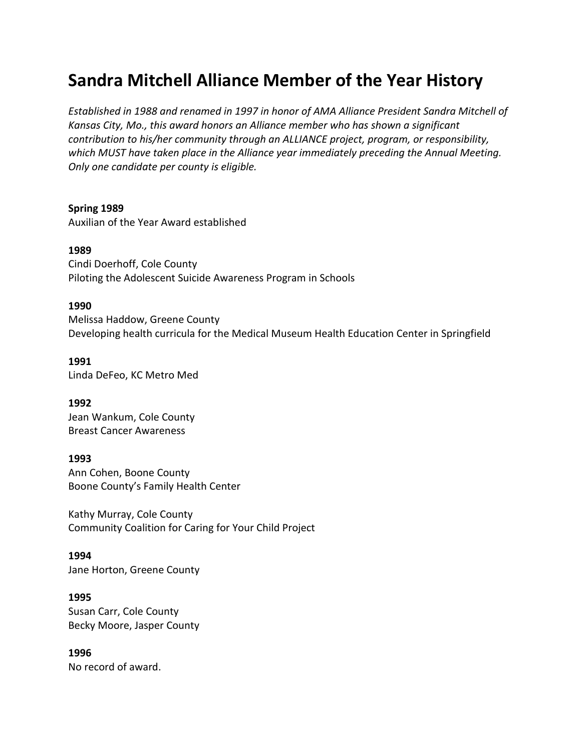# Sandra Mitchell Alliance Member of the Year History

*Established in 1988 and renamed in 1997 in honor of AMA Alliance President Sandra Mitchell of Kansas City, Mo., this award honors an Alliance member who has shown a significant contribution to his/her community through an ALLIANCE project, program, or responsibility, which MUST have taken place in the Alliance year immediately preceding the Annual Meeting. Only one candidate per county is eligible.*

**Spring 1989**
Auxilian of the Year Award established

**1989**
Cindi Doerhoff, Cole County
Piloting the Adolescent Suicide Awareness Program in Schools

**1990**
Melissa Haddow, Greene County
Developing health curricula for the Medical Museum Health Education Center in Springfield

**1991**
Linda DeFeo, KC Metro Med

**1992**
Jean Wankum, Cole County
Breast Cancer Awareness

**1993**
Ann Cohen, Boone County
Boone County's Family Health Center

Kathy Murray, Cole County
Community Coalition for Caring for Your Child Project

**1994**
Jane Horton, Greene County

**1995**
Susan Carr, Cole County
Becky Moore, Jasper County

**1996**
No record of award.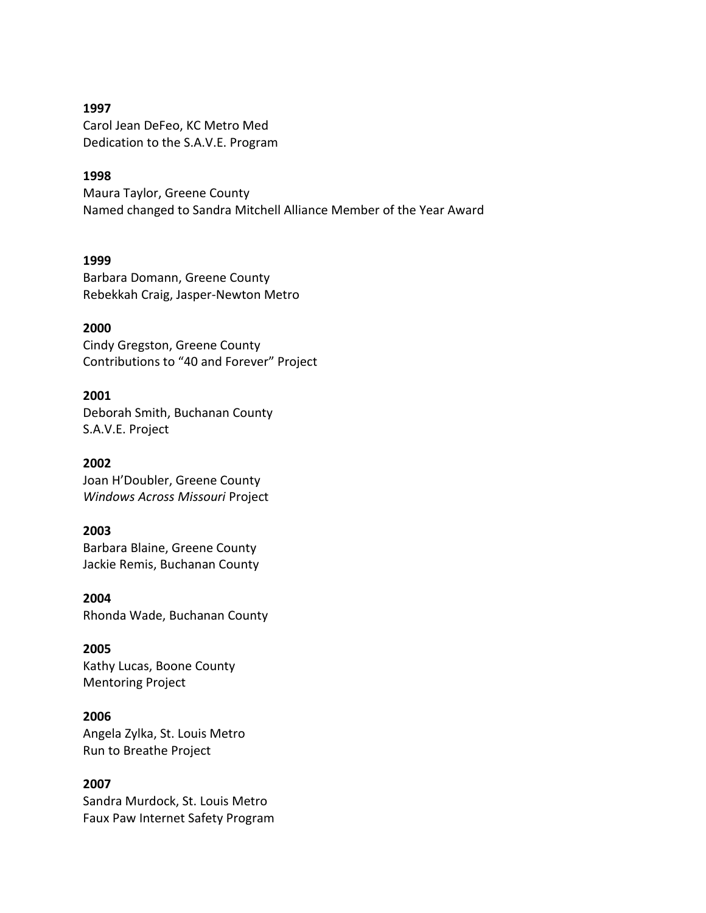**1997**
Carol Jean DeFeo, KC Metro Med
Dedication to the S.A.V.E. Program

**1998**
Maura Taylor, Greene County
Named changed to Sandra Mitchell Alliance Member of the Year Award

**1999**
Barbara Domann, Greene County
Rebekkah Craig, Jasper-Newton Metro

**2000**
Cindy Gregston, Greene County
Contributions to "40 and Forever" Project

**2001**
Deborah Smith, Buchanan County
S.A.V.E. Project

**2002**
Joan H'Doubler, Greene County
*Windows Across Missouri* Project

**2003**
Barbara Blaine, Greene County
Jackie Remis, Buchanan County

**2004**
Rhonda Wade, Buchanan County

**2005**
Kathy Lucas, Boone County
Mentoring Project

**2006**
Angela Zylka, St. Louis Metro
Run to Breathe Project

**2007**
Sandra Murdock, St. Louis Metro
Faux Paw Internet Safety Program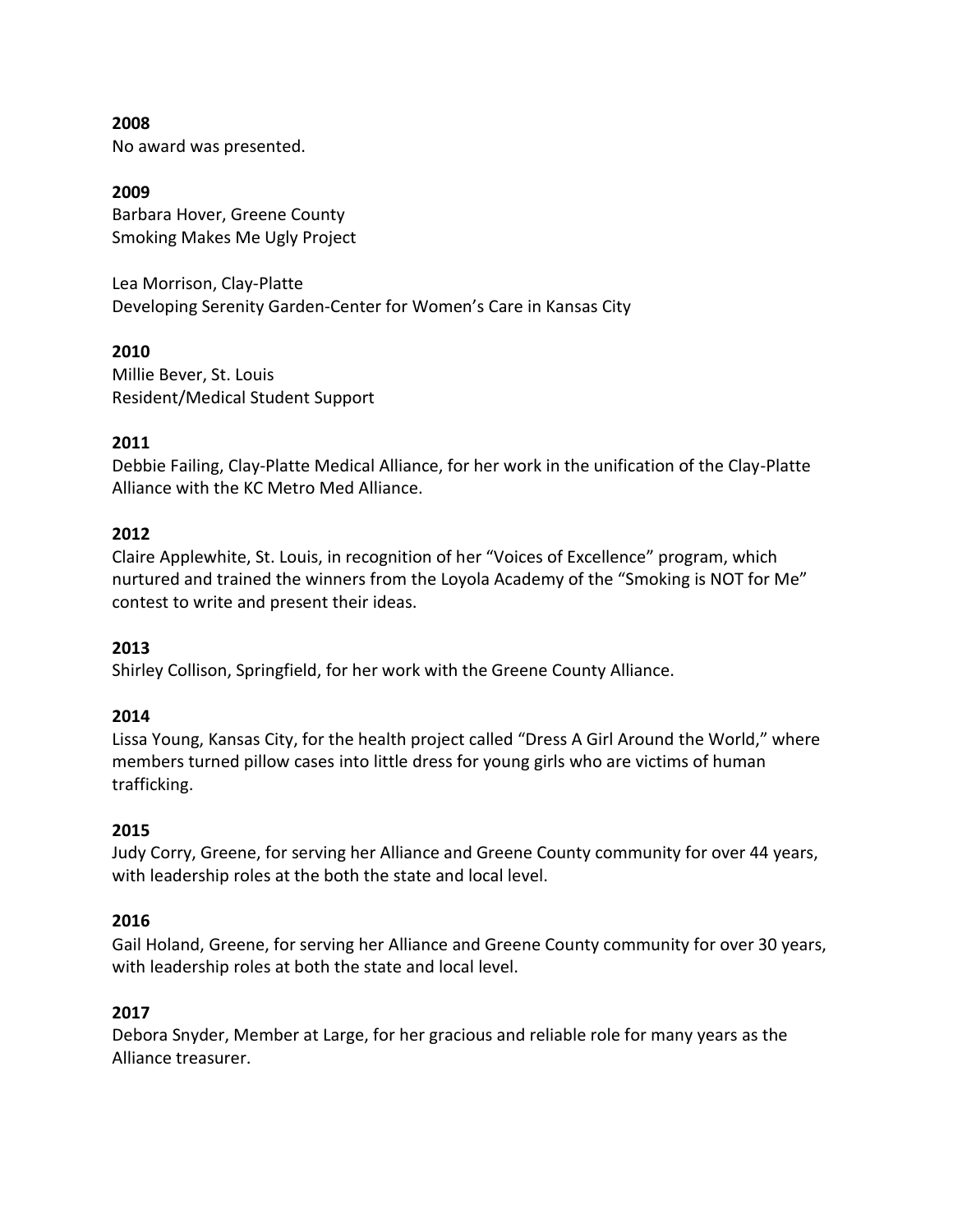**2008**
No award was presented.

**2009**
Barbara Hover, Greene County
Smoking Makes Me Ugly Project

Lea Morrison, Clay-Platte
Developing Serenity Garden-Center for Women's Care in Kansas City

**2010**
Millie Bever, St. Louis
Resident/Medical Student Support

**2011**
Debbie Failing, Clay-Platte Medical Alliance, for her work in the unification of the Clay-Platte Alliance with the KC Metro Med Alliance.

**2012**
Claire Applewhite, St. Louis, in recognition of her "Voices of Excellence" program, which nurtured and trained the winners from the Loyola Academy of the "Smoking is NOT for Me" contest to write and present their ideas.

**2013**
Shirley Collison, Springfield, for her work with the Greene County Alliance.

**2014**
Lissa Young, Kansas City, for the health project called "Dress A Girl Around the World," where members turned pillow cases into little dress for young girls who are victims of human trafficking.

**2015**
Judy Corry, Greene, for serving her Alliance and Greene County community for over 44 years, with leadership roles at the both the state and local level.

**2016**
Gail Holand, Greene, for serving her Alliance and Greene County community for over 30 years, with leadership roles at both the state and local level.

**2017**
Debora Snyder, Member at Large, for her gracious and reliable role for many years as the Alliance treasurer.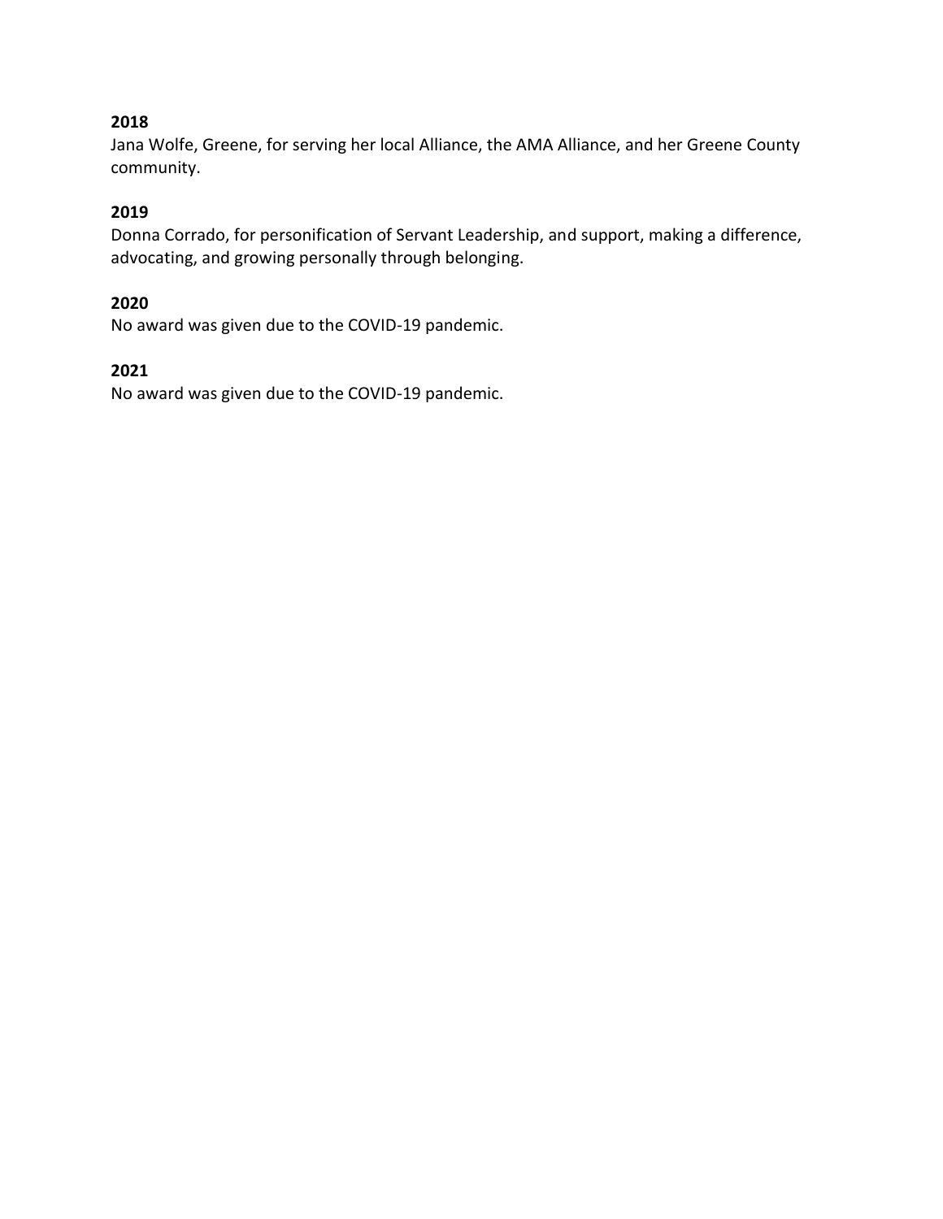**2018**
Jana Wolfe, Greene, for serving her local Alliance, the AMA Alliance, and her Greene County community.

**2019**
Donna Corrado, for personification of Servant Leadership, and support, making a difference, advocating, and growing personally through belonging.

**2020**
No award was given due to the COVID-19 pandemic.

**2021**
No award was given due to the COVID-19 pandemic.